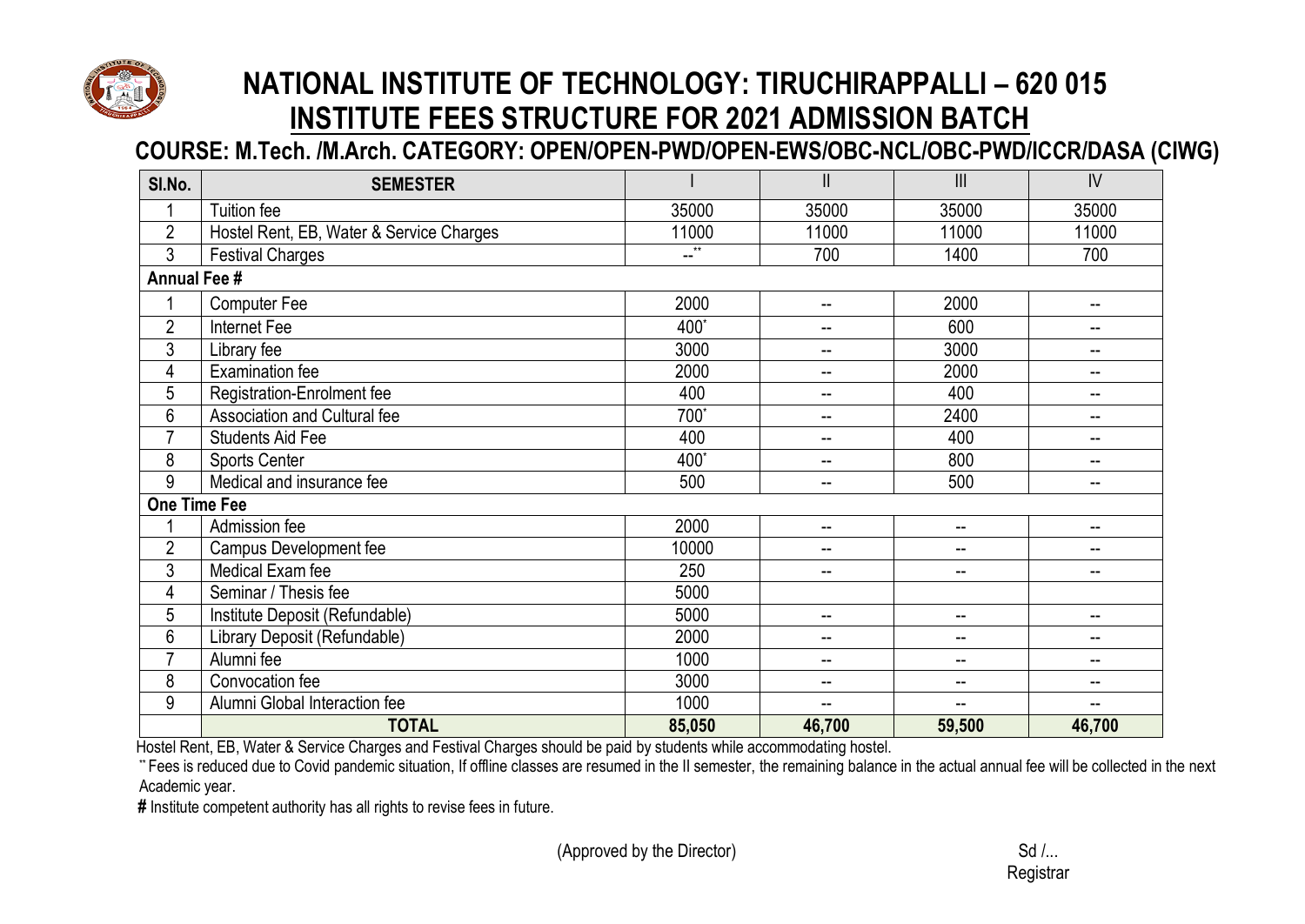# NATIONAL INSTITUTE OF TECHNOLOGY: TIRUCHIRAPPALLI – 620 015

## INSTITUTE FEES STRUCTURE FOR 2021 ADMISSION BATCH

### COURSE: M.Tech. /M.Arch. CATEGORY: OPEN/OPEN-PWD/OPEN-EWS/OBC-NCL/OBC-PWD/ICCR/DASA (CIWG)

| Sl.No. | SEMESTER | I | II | III | IV |
|---|---|---|---|---|---|
| 1 | Tuition fee | 35000 | 35000 | 35000 | 35000 |
| 2 | Hostel Rent, EB, Water & Service Charges | 11000 | 11000 | 11000 | 11000 |
| 3 | Festival Charges | --** | 700 | 1400 | 700 |
| **Annual Fee #** | | | | | |
| 1 | Computer Fee | 2000 | -- | 2000 | -- |
| 2 | Internet Fee | 400* | -- | 600 | -- |
| 3 | Library fee | 3000 | -- | 3000 | -- |
| 4 | Examination fee | 2000 | -- | 2000 | -- |
| 5 | Registration-Enrolment fee | 400 | -- | 400 | -- |
| 6 | Association and Cultural fee | 700* | -- | 2400 | -- |
| 7 | Students Aid Fee | 400 | -- | 400 | -- |
| 8 | Sports Center | 400* | -- | 800 | -- |
| 9 | Medical and insurance fee | 500 | -- | 500 | -- |
| **One Time Fee** | | | | | |
| 1 | Admission fee | 2000 | -- | -- | -- |
| 2 | Campus Development fee | 10000 | -- | -- | -- |
| 3 | Medical Exam fee | 250 | -- | -- | -- |
| 4 | Seminar / Thesis fee | 5000 | | | |
| 5 | Institute Deposit (Refundable) | 5000 | -- | -- | -- |
| 6 | Library Deposit (Refundable) | 2000 | -- | -- | -- |
| 7 | Alumni fee | 1000 | -- | -- | -- |
| 8 | Convocation fee | 3000 | -- | -- | -- |
| 9 | Alumni Global Interaction fee | 1000 | -- | -- | -- |
| | **TOTAL** | **85,050** | **46,700** | **59,500** | **46,700** |

Hostel Rent, EB, Water & Service Charges and Festival Charges should be paid by students while accommodating hostel.

** Fees is reduced due to Covid pandemic situation, If offline classes are resumed in the II semester, the remaining balance in the actual annual fee will be collected in the next Academic year.

**#** Institute competent authority has all rights to revise fees in future.

(Approved by the Director)

Sd /...
Registrar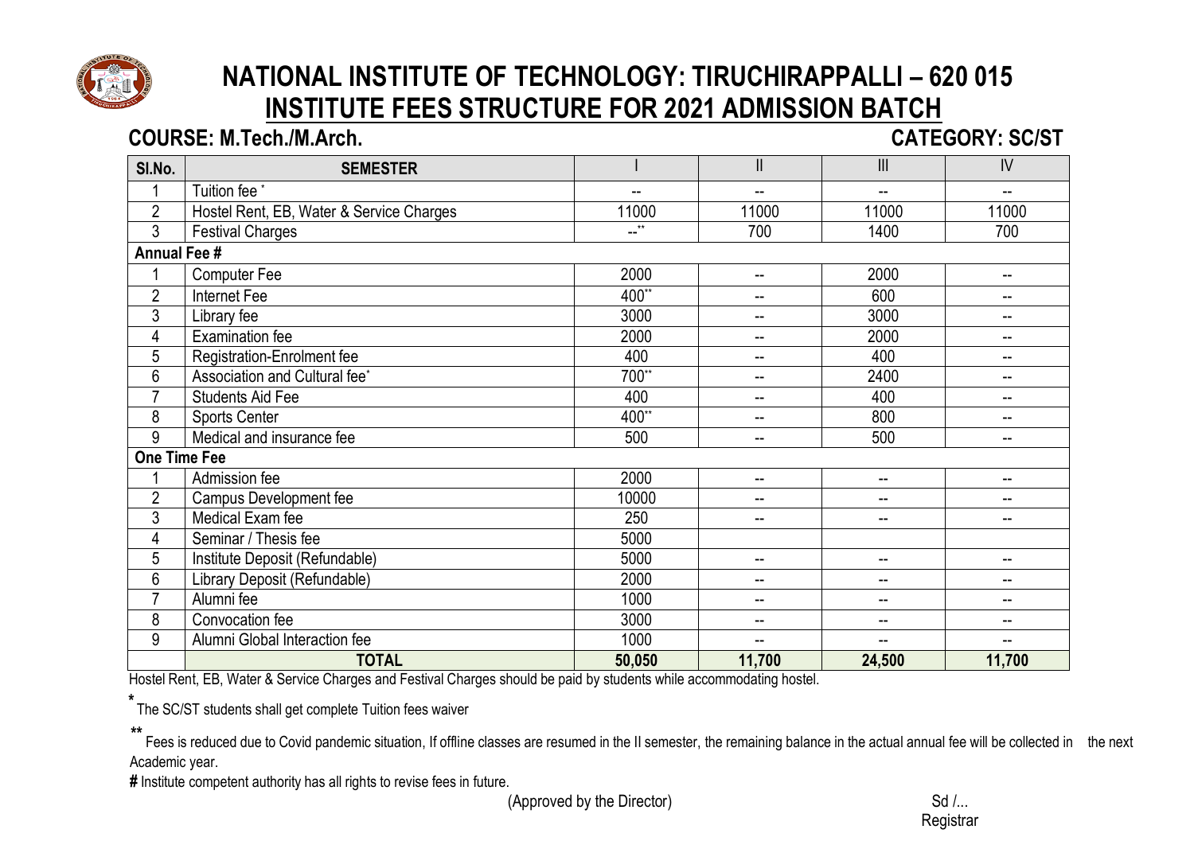# NATIONAL INSTITUTE OF TECHNOLOGY: TIRUCHIRAPPALLI – 620 015

## INSTITUTE FEES STRUCTURE FOR 2021 ADMISSION BATCH

**COURSE: M.Tech./M.Arch.** **CATEGORY: SC/ST**

| Sl.No. | SEMESTER | I | II | III | IV |
|---|---|---|---|---|---|
| 1 | Tuition fee * | -- | -- | -- | -- |
| 2 | Hostel Rent, EB, Water & Service Charges | 11000 | 11000 | 11000 | 11000 |
| 3 | Festival Charges | --** | 700 | 1400 | 700 |
| **Annual Fee #** | | | | | |
| 1 | Computer Fee | 2000 | -- | 2000 | -- |
| 2 | Internet Fee | 400** | -- | 600 | -- |
| 3 | Library fee | 3000 | -- | 3000 | -- |
| 4 | Examination fee | 2000 | -- | 2000 | -- |
| 5 | Registration-Enrolment fee | 400 | -- | 400 | -- |
| 6 | Association and Cultural fee* | 700** | -- | 2400 | -- |
| 7 | Students Aid Fee | 400 | -- | 400 | -- |
| 8 | Sports Center | 400** | -- | 800 | -- |
| 9 | Medical and insurance fee | 500 | -- | 500 | -- |
| **One Time Fee** | | | | | |
| 1 | Admission fee | 2000 | -- | -- | -- |
| 2 | Campus Development fee | 10000 | -- | -- | -- |
| 3 | Medical Exam fee | 250 | -- | -- | -- |
| 4 | Seminar / Thesis fee | 5000 | | | |
| 5 | Institute Deposit (Refundable) | 5000 | -- | -- | -- |
| 6 | Library Deposit (Refundable) | 2000 | -- | -- | -- |
| 7 | Alumni fee | 1000 | -- | -- | -- |
| 8 | Convocation fee | 3000 | -- | -- | -- |
| 9 | Alumni Global Interaction fee | 1000 | -- | -- | -- |
| | **TOTAL** | **50,050** | **11,700** | **24,500** | **11,700** |

Hostel Rent, EB, Water & Service Charges and Festival Charges should be paid by students while accommodating hostel.

* The SC/ST students shall get complete Tuition fees waiver

** Fees is reduced due to Covid pandemic situation, If offline classes are resumed in the II semester, the remaining balance in the actual annual fee will be collected in the next Academic year.

# Institute competent authority has all rights to revise fees in future.

(Approved by the Director)

Sd /...
Registrar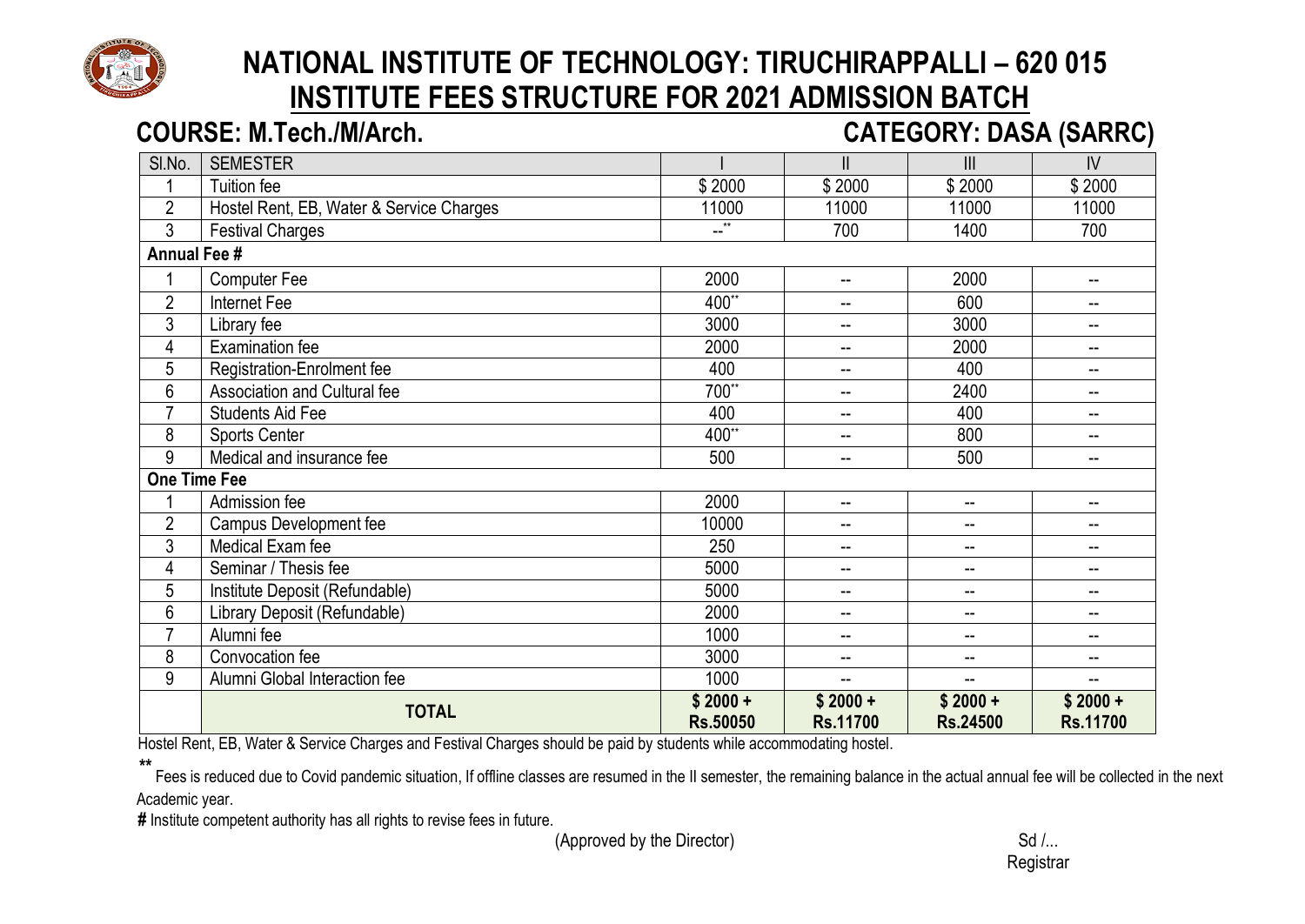# NATIONAL INSTITUTE OF TECHNOLOGY: TIRUCHIRAPPALLI – 620 015

## INSTITUTE FEES STRUCTURE FOR 2021 ADMISSION BATCH

**COURSE: M.Tech./M/Arch.** **CATEGORY: DASA (SARRC)**

| Sl.No. | SEMESTER | I | II | III | IV |
|---|---|---|---|---|---|
| 1 | Tuition fee | $ 2000 | $ 2000 | $ 2000 | $ 2000 |
| 2 | Hostel Rent, EB, Water & Service Charges | 11000 | 11000 | 11000 | 11000 |
| 3 | Festival Charges | --** | 700 | 1400 | 700 |
| **Annual Fee #** | | | | | |
| 1 | Computer Fee | 2000 | -- | 2000 | -- |
| 2 | Internet Fee | 400** | -- | 600 | -- |
| 3 | Library fee | 3000 | -- | 3000 | -- |
| 4 | Examination fee | 2000 | -- | 2000 | -- |
| 5 | Registration-Enrolment fee | 400 | -- | 400 | -- |
| 6 | Association and Cultural fee | 700** | -- | 2400 | -- |
| 7 | Students Aid Fee | 400 | -- | 400 | -- |
| 8 | Sports Center | 400** | -- | 800 | -- |
| 9 | Medical and insurance fee | 500 | -- | 500 | -- |
| **One Time Fee** | | | | | |
| 1 | Admission fee | 2000 | -- | -- | -- |
| 2 | Campus Development fee | 10000 | -- | -- | -- |
| 3 | Medical Exam fee | 250 | -- | -- | -- |
| 4 | Seminar / Thesis fee | 5000 | -- | -- | -- |
| 5 | Institute Deposit (Refundable) | 5000 | -- | -- | -- |
| 6 | Library Deposit (Refundable) | 2000 | -- | -- | -- |
| 7 | Alumni fee | 1000 | -- | -- | -- |
| 8 | Convocation fee | 3000 | -- | -- | -- |
| 9 | Alumni Global Interaction fee | 1000 | -- | -- | -- |
| | **TOTAL** | **$ 2000 + Rs.50050** | **$ 2000 + Rs.11700** | **$ 2000 + Rs.24500** | **$ 2000 + Rs.11700** |

Hostel Rent, EB, Water & Service Charges and Festival Charges should be paid by students while accommodating hostel.

** Fees is reduced due to Covid pandemic situation, If offline classes are resumed in the II semester, the remaining balance in the actual annual fee will be collected in the next Academic year.

# Institute competent authority has all rights to revise fees in future.

(Approved by the Director)

Sd /...
Registrar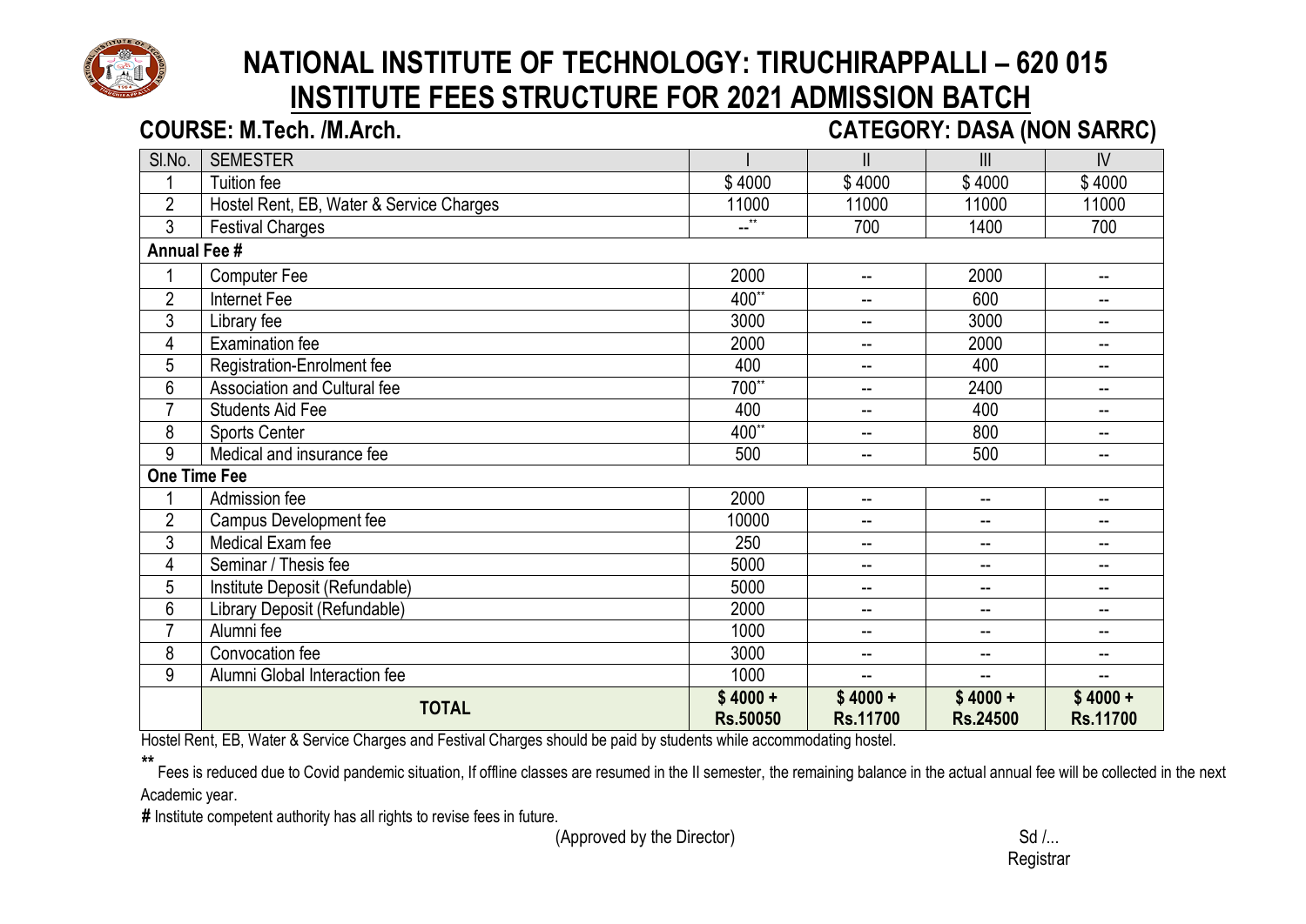# NATIONAL INSTITUTE OF TECHNOLOGY: TIRUCHIRAPPALLI – 620 015

## INSTITUTE FEES STRUCTURE FOR 2021 ADMISSION BATCH

**COURSE: M.Tech. /M.Arch.** **CATEGORY: DASA (NON SARRC)**

| Sl.No. | SEMESTER | I | II | III | IV |
|---|---|---|---|---|---|
| 1 | Tuition fee | $ 4000 | $ 4000 | $ 4000 | $ 4000 |
| 2 | Hostel Rent, EB, Water & Service Charges | 11000 | 11000 | 11000 | 11000 |
| 3 | Festival Charges | --** | 700 | 1400 | 700 |
| **Annual Fee #** | | | | | |
| 1 | Computer Fee | 2000 | -- | 2000 | -- |
| 2 | Internet Fee | 400** | -- | 600 | -- |
| 3 | Library fee | 3000 | -- | 3000 | -- |
| 4 | Examination fee | 2000 | -- | 2000 | -- |
| 5 | Registration-Enrolment fee | 400 | -- | 400 | -- |
| 6 | Association and Cultural fee | 700** | -- | 2400 | -- |
| 7 | Students Aid Fee | 400 | -- | 400 | -- |
| 8 | Sports Center | 400** | -- | 800 | -- |
| 9 | Medical and insurance fee | 500 | -- | 500 | -- |
| **One Time Fee** | | | | | |
| 1 | Admission fee | 2000 | -- | -- | -- |
| 2 | Campus Development fee | 10000 | -- | -- | -- |
| 3 | Medical Exam fee | 250 | -- | -- | -- |
| 4 | Seminar / Thesis fee | 5000 | -- | -- | -- |
| 5 | Institute Deposit (Refundable) | 5000 | -- | -- | -- |
| 6 | Library Deposit (Refundable) | 2000 | -- | -- | -- |
| 7 | Alumni fee | 1000 | -- | -- | -- |
| 8 | Convocation fee | 3000 | -- | -- | -- |
| 9 | Alumni Global Interaction fee | 1000 | -- | -- | -- |
| | **TOTAL** | **$ 4000 + Rs.50050** | **$ 4000 + Rs.11700** | **$ 4000 + Rs.24500** | **$ 4000 + Rs.11700** |

Hostel Rent, EB, Water & Service Charges and Festival Charges should be paid by students while accommodating hostel.

**\*\*** Fees is reduced due to Covid pandemic situation, If offline classes are resumed in the II semester, the remaining balance in the actual annual fee will be collected in the next Academic year.

**#** Institute competent authority has all rights to revise fees in future.

(Approved by the Director)

Sd /...

Registrar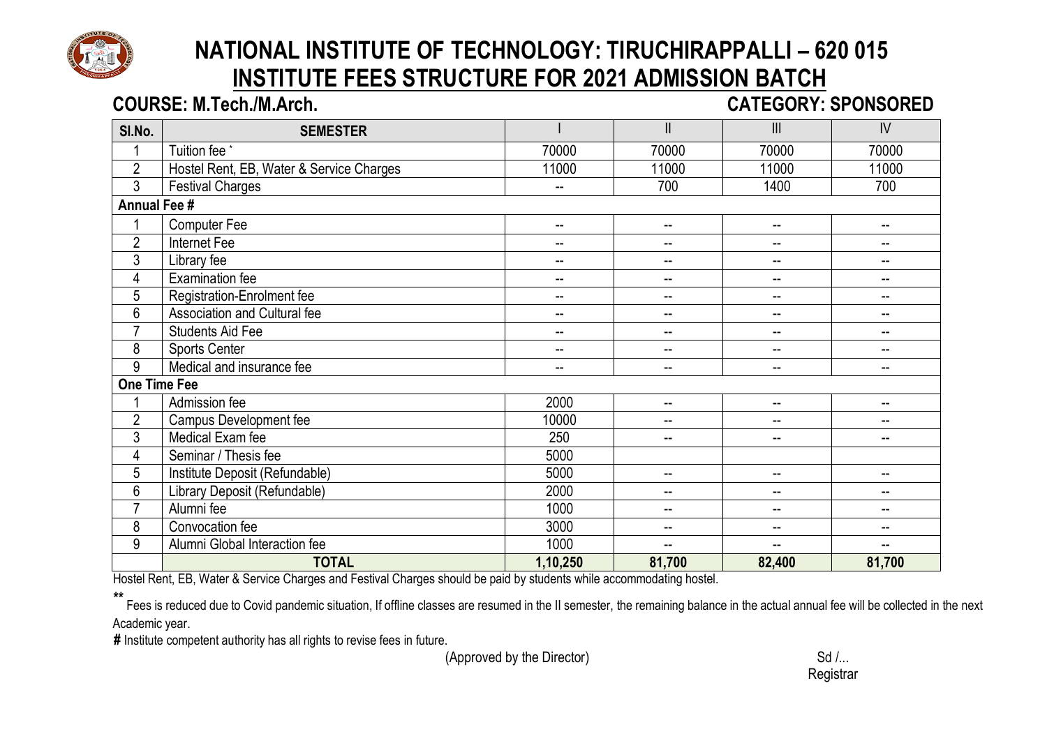# NATIONAL INSTITUTE OF TECHNOLOGY: TIRUCHIRAPPALLI – 620 015

## INSTITUTE FEES STRUCTURE FOR 2021 ADMISSION BATCH

**COURSE: M.Tech./M.Arch.** **CATEGORY: SPONSORED**

| Sl.No. | SEMESTER | I | II | III | IV |
|---|---|---|---|---|---|
| 1 | Tuition fee * | 70000 | 70000 | 70000 | 70000 |
| 2 | Hostel Rent, EB, Water & Service Charges | 11000 | 11000 | 11000 | 11000 |
| 3 | Festival Charges | -- | 700 | 1400 | 700 |
| **Annual Fee #** | | | | | |
| 1 | Computer Fee | -- | -- | -- | -- |
| 2 | Internet Fee | -- | -- | -- | -- |
| 3 | Library fee | -- | -- | -- | -- |
| 4 | Examination fee | -- | -- | -- | -- |
| 5 | Registration-Enrolment fee | -- | -- | -- | -- |
| 6 | Association and Cultural fee | -- | -- | -- | -- |
| 7 | Students Aid Fee | -- | -- | -- | -- |
| 8 | Sports Center | -- | -- | -- | -- |
| 9 | Medical and insurance fee | -- | -- | -- | -- |
| **One Time Fee** | | | | | |
| 1 | Admission fee | 2000 | -- | -- | -- |
| 2 | Campus Development fee | 10000 | -- | -- | -- |
| 3 | Medical Exam fee | 250 | -- | -- | -- |
| 4 | Seminar / Thesis fee | 5000 | | | |
| 5 | Institute Deposit (Refundable) | 5000 | -- | -- | -- |
| 6 | Library Deposit (Refundable) | 2000 | -- | -- | -- |
| 7 | Alumni fee | 1000 | -- | -- | -- |
| 8 | Convocation fee | 3000 | -- | -- | -- |
| 9 | Alumni Global Interaction fee | 1000 | -- | -- | -- |
| | **TOTAL** | **1,10,250** | **81,700** | **82,400** | **81,700** |

Hostel Rent, EB, Water & Service Charges and Festival Charges should be paid by students while accommodating hostel.

** Fees is reduced due to Covid pandemic situation, If offline classes are resumed in the II semester, the remaining balance in the actual annual fee will be collected in the next Academic year.

**#** Institute competent authority has all rights to revise fees in future.

(Approved by the Director)

Sd /...
Registrar